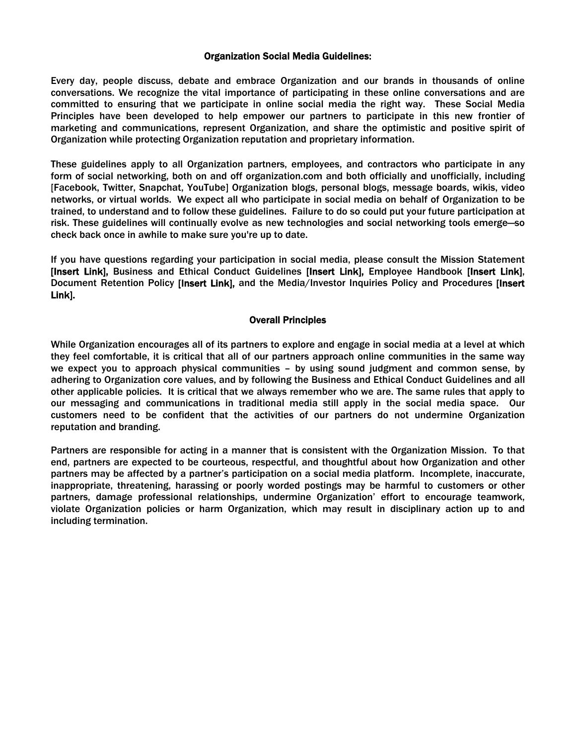## Organization Social Media Guidelines:

Every day, people discuss, debate and embrace Organization and our brands in thousands of online conversations. We recognize the vital importance of participating in these online conversations and are committed to ensuring that we participate in online social media the right way. These Social Media Principles have been developed to help empower our partners to participate in this new frontier of marketing and communications, represent Organization, and share the optimistic and positive spirit of Organization while protecting Organization reputation and proprietary information.

These guidelines apply to all Organization partners, employees, and contractors who participate in any form of social networking, both on and off organization.com and both officially and unofficially, including [Facebook, Twitter, Snapchat, YouTube] Organization blogs, personal blogs, message boards, wikis, video networks, or virtual worlds. We expect all who participate in social media on behalf of Organization to be trained, to understand and to follow these guidelines. Failure to do so could put your future participation at risk. These guidelines will continually evolve as new technologies and social networking tools emerge—so check back once in awhile to make sure you're up to date.

If you have questions regarding your participation in social media, please consult the Mission Statement **[Insert Link],** Business and Ethical Conduct Guidelines **[Insert Link],** Employee Handbook **[Insert Link]**, Document Retention Policy **[Insert Link],** and the Media/Investor Inquiries Policy and Procedures **[Insert Link]**.

## Overall Principles

While Organization encourages all of its partners to explore and engage in social media at a level at which they feel comfortable, it is critical that all of our partners approach online communities in the same way we expect you to approach physical communities – by using sound judgment and common sense, by adhering to Organization core values, and by following the Business and Ethical Conduct Guidelines and all other applicable policies. It is critical that we always remember who we are. The same rules that apply to our messaging and communications in traditional media still apply in the social media space. Our customers need to be confident that the activities of our partners do not undermine Organization reputation and branding.

Partners are responsible for acting in a manner that is consistent with the Organization Mission. To that end, partners are expected to be courteous, respectful, and thoughtful about how Organization and other partners may be affected by a partner's participation on a social media platform. Incomplete, inaccurate, inappropriate, threatening, harassing or poorly worded postings may be harmful to customers or other partners, damage professional relationships, undermine Organization' effort to encourage teamwork, violate Organization policies or harm Organization, which may result in disciplinary action up to and including termination.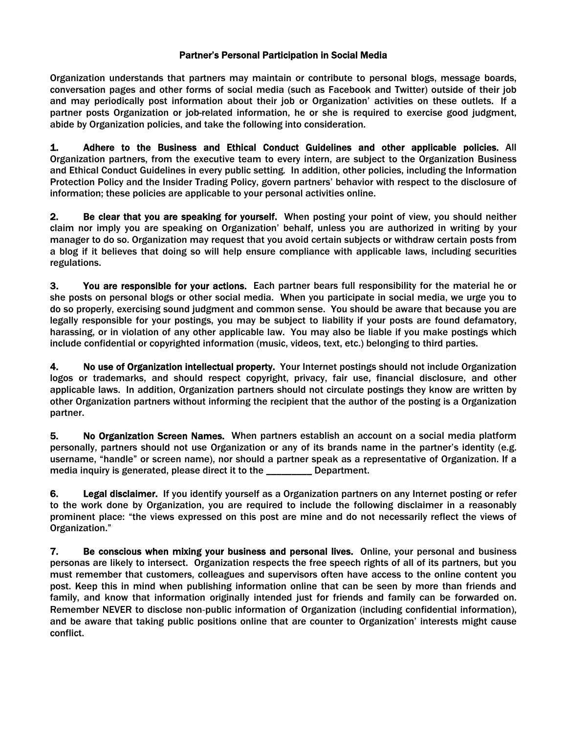## Partner's Personal Participation in Social Media

Organization understands that partners may maintain or contribute to personal blogs, message boards, conversation pages and other forms of social media (such as Facebook and Twitter) outside of their job and may periodically post information about their job or Organization' activities on these outlets. If a partner posts Organization or job-related information, he or she is required to exercise good judgment, abide by Organization policies, and take the following into consideration.

**1. Adhere to the Business and Ethical Conduct Guidelines and other applicable policies.** All Organization partners, from the executive team to every intern, are subject to the Organization Business and Ethical Conduct Guidelines in every public setting. In addition, other policies, including the Information Protection Policy and the Insider Trading Policy, govern partners' behavior with respect to the disclosure of information; these policies are applicable to your personal activities online.

**2. Be clear that you are speaking for yourself.** When posting your point of view, you should neither claim nor imply you are speaking on Organization' behalf, unless you are authorized in writing by your manager to do so. Organization may request that you avoid certain subjects or withdraw certain posts from a blog if it believes that doing so will help ensure compliance with applicable laws, including securities regulations.

**3. You are responsible for your actions.** Each partner bears full responsibility for the material he or she posts on personal blogs or other social media. When you participate in social media, we urge you to do so properly, exercising sound judgment and common sense. You should be aware that because you are legally responsible for your postings, you may be subject to liability if your posts are found defamatory, harassing, or in violation of any other applicable law. You may also be liable if you make postings which include confidential or copyrighted information (music, videos, text, etc.) belonging to third parties.

**4. No use of Organization intellectual property.** Your Internet postings should not include Organization logos or trademarks, and should respect copyright, privacy, fair use, financial disclosure, and other applicable laws. In addition, Organization partners should not circulate postings they know are written by other Organization partners without informing the recipient that the author of the posting is a Organization partner.

**5. No Organization Screen Names.** When partners establish an account on a social media platform personally, partners should not use Organization or any of its brands name in the partner's identity (e.g. username, "handle" or screen name), nor should a partner speak as a representative of Organization. If a media inquiry is generated, please direct it to the _________ Department.

**6. Legal disclaimer.** If you identify yourself as a Organization partners on any Internet posting or refer to the work done by Organization, you are required to include the following disclaimer in a reasonably prominent place: "the views expressed on this post are mine and do not necessarily reflect the views of Organization."

**7. Be conscious when mixing your business and personal lives.** Online, your personal and business personas are likely to intersect. Organization respects the free speech rights of all of its partners, but you must remember that customers, colleagues and supervisors often have access to the online content you post. Keep this in mind when publishing information online that can be seen by more than friends and family, and know that information originally intended just for friends and family can be forwarded on. Remember NEVER to disclose non-public information of Organization (including confidential information), and be aware that taking public positions online that are counter to Organization' interests might cause conflict.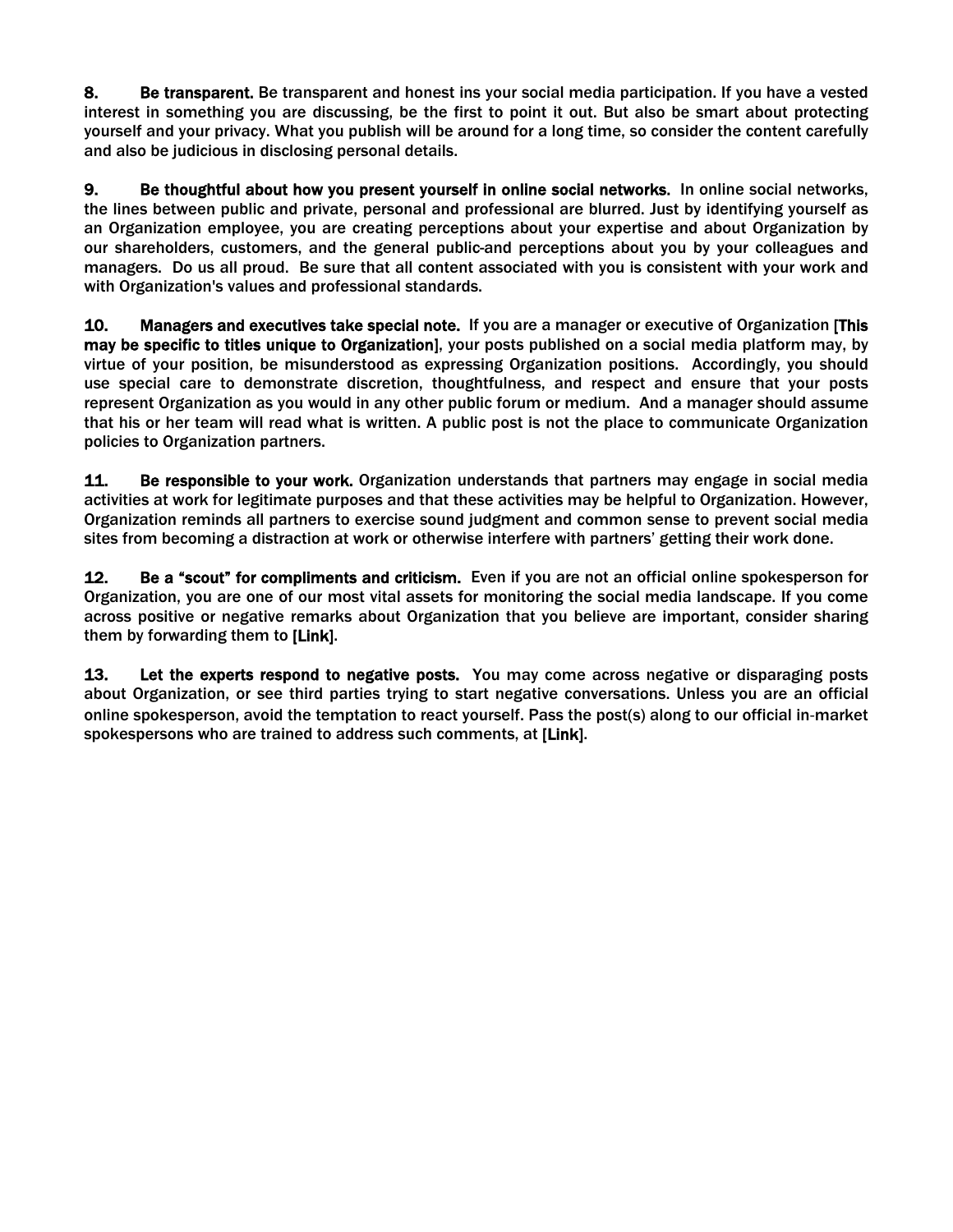**8. Be transparent.** Be transparent and honest ins your social media participation. If you have a vested interest in something you are discussing, be the first to point it out. But also be smart about protecting yourself and your privacy. What you publish will be around for a long time, so consider the content carefully and also be judicious in disclosing personal details.

**9. Be thoughtful about how you present yourself in online social networks.** In online social networks, the lines between public and private, personal and professional are blurred. Just by identifying yourself as an Organization employee, you are creating perceptions about your expertise and about Organization by our shareholders, customers, and the general public-and perceptions about you by your colleagues and managers. Do us all proud. Be sure that all content associated with you is consistent with your work and with Organization's values and professional standards.

**10. Managers and executives take special note.** If you are a manager or executive of Organization **[This may be specific to titles unique to Organization]**, your posts published on a social media platform may, by virtue of your position, be misunderstood as expressing Organization positions. Accordingly, you should use special care to demonstrate discretion, thoughtfulness, and respect and ensure that your posts represent Organization as you would in any other public forum or medium. And a manager should assume that his or her team will read what is written. A public post is not the place to communicate Organization policies to Organization partners.

**11. Be responsible to your work.** Organization understands that partners may engage in social media activities at work for legitimate purposes and that these activities may be helpful to Organization. However, Organization reminds all partners to exercise sound judgment and common sense to prevent social media sites from becoming a distraction at work or otherwise interfere with partners' getting their work done.

**12. Be a "scout" for compliments and criticism.** Even if you are not an official online spokesperson for Organization, you are one of our most vital assets for monitoring the social media landscape. If you come across positive or negative remarks about Organization that you believe are important, consider sharing them by forwarding them to **[Link]**.

**13. Let the experts respond to negative posts.** You may come across negative or disparaging posts about Organization, or see third parties trying to start negative conversations. Unless you are an official online spokesperson, avoid the temptation to react yourself. Pass the post(s) along to our official in-market spokespersons who are trained to address such comments, at **[Link]**.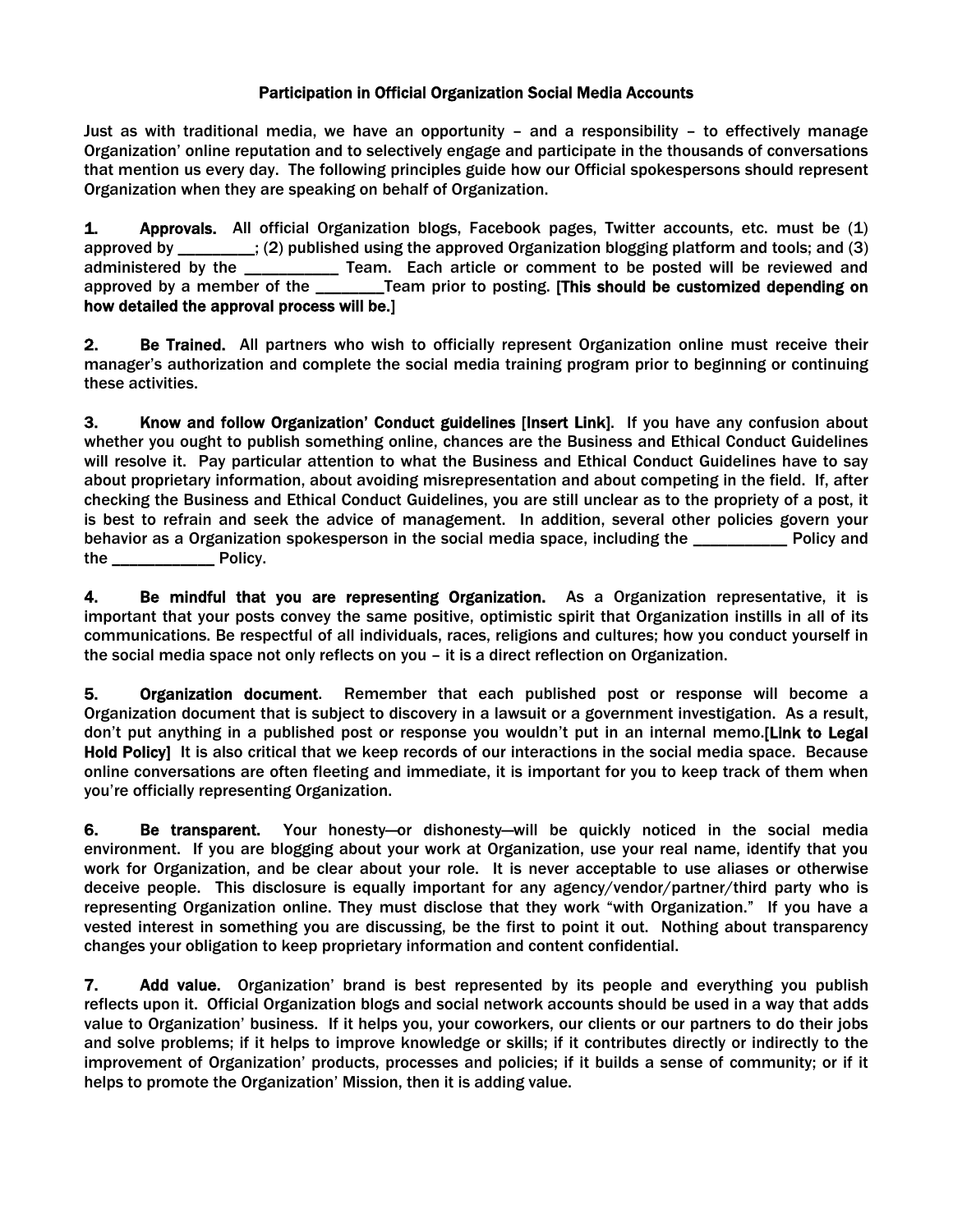**Participation in Official Organization Social Media Accounts**

Just as with traditional media, we have an opportunity – and a responsibility – to effectively manage Organization' online reputation and to selectively engage and participate in the thousands of conversations that mention us every day. The following principles guide how our Official spokespersons should represent Organization when they are speaking on behalf of Organization.

**1. Approvals.** All official Organization blogs, Facebook pages, Twitter accounts, etc. must be (1) approved by _________; (2) published using the approved Organization blogging platform and tools; and (3) administered by the ___________ Team. Each article or comment to be posted will be reviewed and approved by a member of the ________Team prior to posting. **[This should be customized depending on how detailed the approval process will be.]**

**2. Be Trained.** All partners who wish to officially represent Organization online must receive their manager's authorization and complete the social media training program prior to beginning or continuing these activities.

**3. Know and follow Organization' Conduct guidelines [Insert Link].** If you have any confusion about whether you ought to publish something online, chances are the Business and Ethical Conduct Guidelines will resolve it. Pay particular attention to what the Business and Ethical Conduct Guidelines have to say about proprietary information, about avoiding misrepresentation and about competing in the field. If, after checking the Business and Ethical Conduct Guidelines, you are still unclear as to the propriety of a post, it is best to refrain and seek the advice of management. In addition, several other policies govern your behavior as a Organization spokesperson in the social media space, including the ___________ Policy and the ____________ Policy.

**4. Be mindful that you are representing Organization.** As a Organization representative, it is important that your posts convey the same positive, optimistic spirit that Organization instills in all of its communications. Be respectful of all individuals, races, religions and cultures; how you conduct yourself in the social media space not only reflects on you – it is a direct reflection on Organization.

**5. Organization document**. Remember that each published post or response will become a Organization document that is subject to discovery in a lawsuit or a government investigation. As a result, don't put anything in a published post or response you wouldn't put in an internal memo.**[Link to Legal Hold Policy]** It is also critical that we keep records of our interactions in the social media space. Because online conversations are often fleeting and immediate, it is important for you to keep track of them when you're officially representing Organization.

**6. Be transparent.** Your honesty—or dishonesty—will be quickly noticed in the social media environment. If you are blogging about your work at Organization, use your real name, identify that you work for Organization, and be clear about your role. It is never acceptable to use aliases or otherwise deceive people. This disclosure is equally important for any agency/vendor/partner/third party who is representing Organization online. They must disclose that they work "with Organization." If you have a vested interest in something you are discussing, be the first to point it out. Nothing about transparency changes your obligation to keep proprietary information and content confidential.

**7. Add value.** Organization' brand is best represented by its people and everything you publish reflects upon it. Official Organization blogs and social network accounts should be used in a way that adds value to Organization' business. If it helps you, your coworkers, our clients or our partners to do their jobs and solve problems; if it helps to improve knowledge or skills; if it contributes directly or indirectly to the improvement of Organization' products, processes and policies; if it builds a sense of community; or if it helps to promote the Organization' Mission, then it is adding value.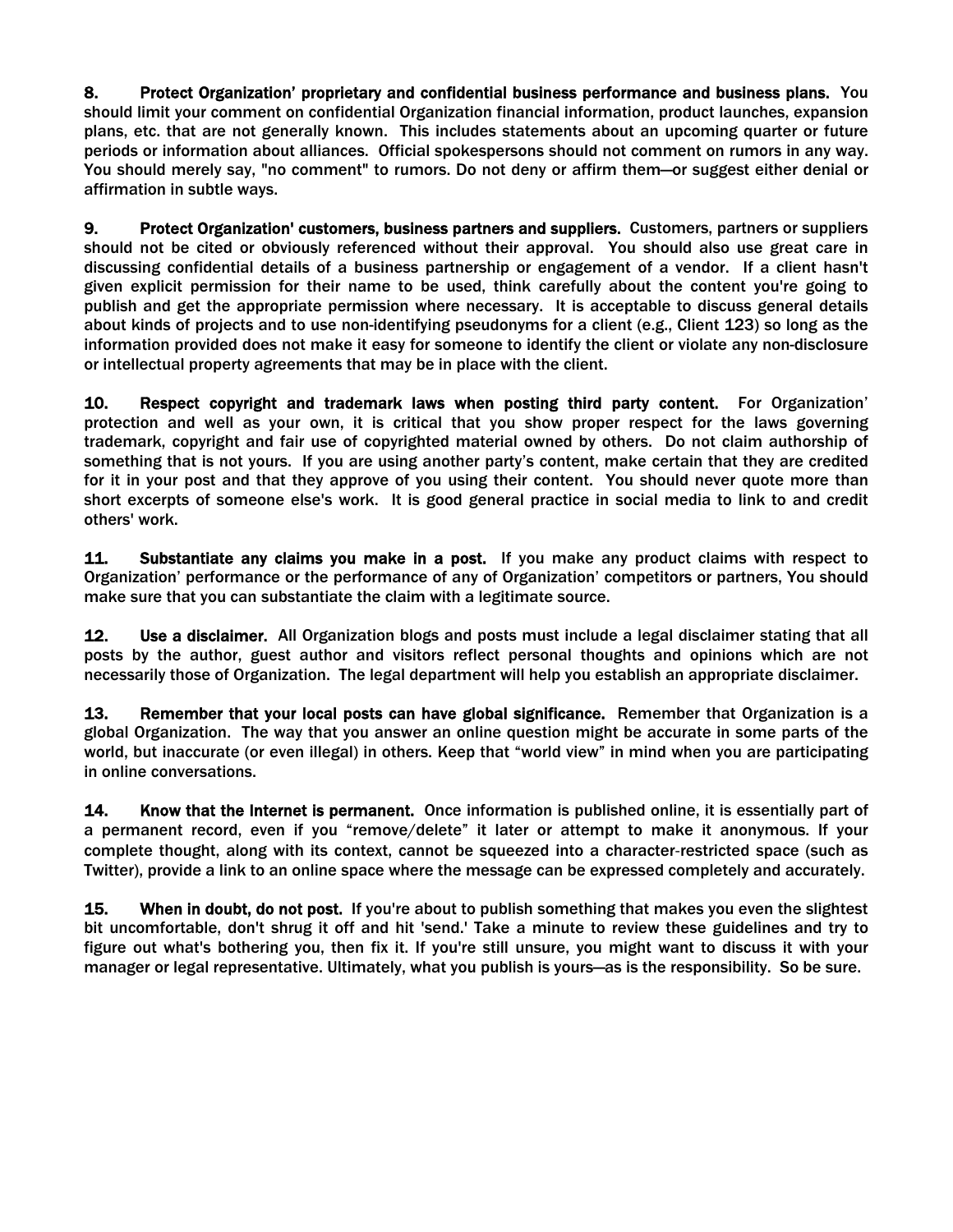**8. Protect Organization' proprietary and confidential business performance and business plans.** You should limit your comment on confidential Organization financial information, product launches, expansion plans, etc. that are not generally known. This includes statements about an upcoming quarter or future periods or information about alliances. Official spokespersons should not comment on rumors in any way. You should merely say, "no comment" to rumors. Do not deny or affirm them—or suggest either denial or affirmation in subtle ways.

**9. Protect Organization' customers, business partners and suppliers.** Customers, partners or suppliers should not be cited or obviously referenced without their approval. You should also use great care in discussing confidential details of a business partnership or engagement of a vendor. If a client hasn't given explicit permission for their name to be used, think carefully about the content you're going to publish and get the appropriate permission where necessary. It is acceptable to discuss general details about kinds of projects and to use non-identifying pseudonyms for a client (e.g., Client 123) so long as the information provided does not make it easy for someone to identify the client or violate any non-disclosure or intellectual property agreements that may be in place with the client.

**10. Respect copyright and trademark laws when posting third party content.** For Organization' protection and well as your own, it is critical that you show proper respect for the laws governing trademark, copyright and fair use of copyrighted material owned by others. Do not claim authorship of something that is not yours. If you are using another party's content, make certain that they are credited for it in your post and that they approve of you using their content. You should never quote more than short excerpts of someone else's work. It is good general practice in social media to link to and credit others' work.

**11. Substantiate any claims you make in a post.** If you make any product claims with respect to Organization' performance or the performance of any of Organization' competitors or partners, You should make sure that you can substantiate the claim with a legitimate source.

**12. Use a disclaimer.** All Organization blogs and posts must include a legal disclaimer stating that all posts by the author, guest author and visitors reflect personal thoughts and opinions which are not necessarily those of Organization. The legal department will help you establish an appropriate disclaimer.

**13. Remember that your local posts can have global significance.** Remember that Organization is a global Organization. The way that you answer an online question might be accurate in some parts of the world, but inaccurate (or even illegal) in others. Keep that "world view" in mind when you are participating in online conversations.

**14. Know that the Internet is permanent.** Once information is published online, it is essentially part of a permanent record, even if you "remove/delete" it later or attempt to make it anonymous. If your complete thought, along with its context, cannot be squeezed into a character-restricted space (such as Twitter), provide a link to an online space where the message can be expressed completely and accurately.

**15. When in doubt, do not post.** If you're about to publish something that makes you even the slightest bit uncomfortable, don't shrug it off and hit 'send.' Take a minute to review these guidelines and try to figure out what's bothering you, then fix it. If you're still unsure, you might want to discuss it with your manager or legal representative. Ultimately, what you publish is yours—as is the responsibility. So be sure.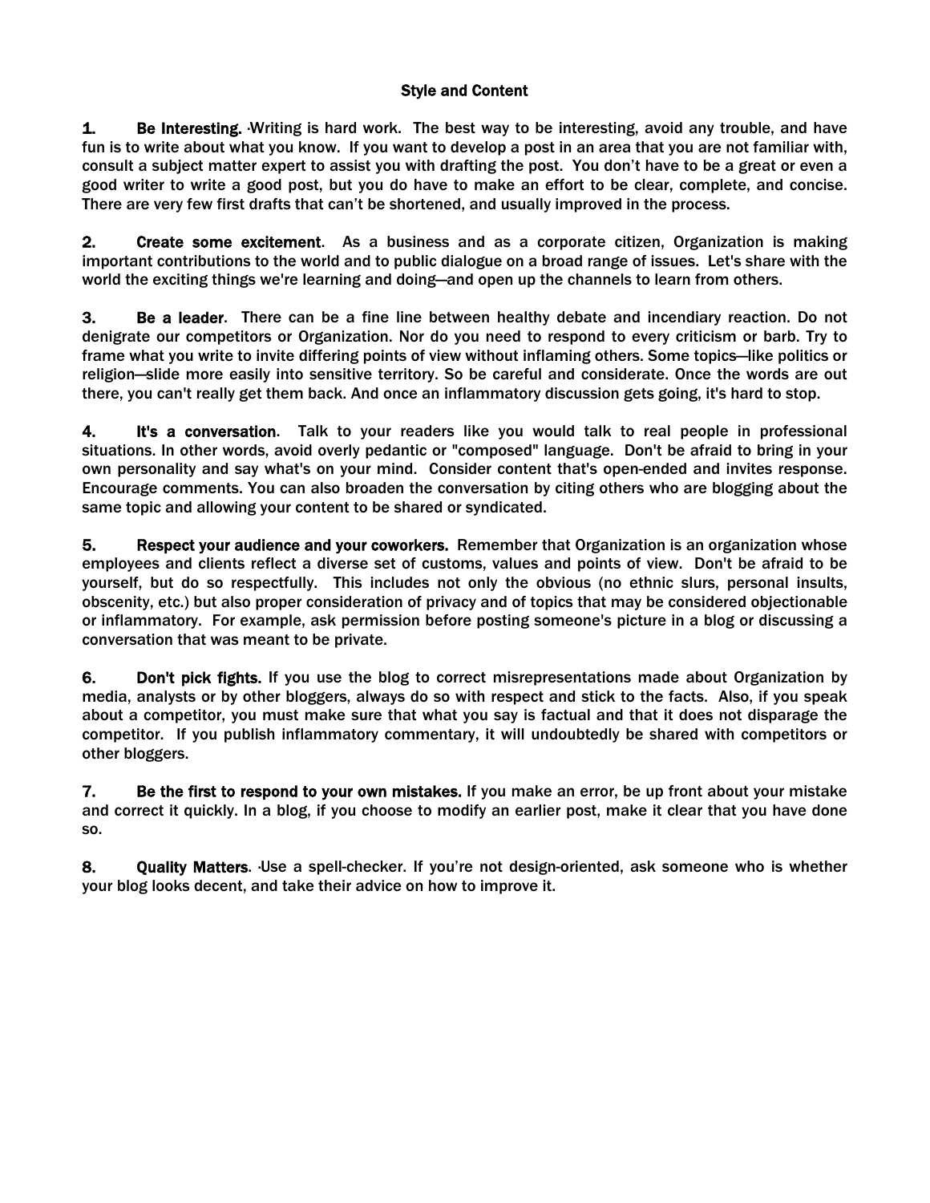## Style and Content

**1. Be Interesting.** Writing is hard work. The best way to be interesting, avoid any trouble, and have fun is to write about what you know. If you want to develop a post in an area that you are not familiar with, consult a subject matter expert to assist you with drafting the post. You don't have to be a great or even a good writer to write a good post, but you do have to make an effort to be clear, complete, and concise. There are very few first drafts that can't be shortened, and usually improved in the process.

**2. Create some excitement**. As a business and as a corporate citizen, Organization is making important contributions to the world and to public dialogue on a broad range of issues. Let's share with the world the exciting things we're learning and doing—and open up the channels to learn from others.

**3. Be a leader**. There can be a fine line between healthy debate and incendiary reaction. Do not denigrate our competitors or Organization. Nor do you need to respond to every criticism or barb. Try to frame what you write to invite differing points of view without inflaming others. Some topics—like politics or religion—slide more easily into sensitive territory. So be careful and considerate. Once the words are out there, you can't really get them back. And once an inflammatory discussion gets going, it's hard to stop.

**4. It's a conversation**. Talk to your readers like you would talk to real people in professional situations. In other words, avoid overly pedantic or "composed" language. Don't be afraid to bring in your own personality and say what's on your mind. Consider content that's open-ended and invites response. Encourage comments. You can also broaden the conversation by citing others who are blogging about the same topic and allowing your content to be shared or syndicated.

**5. Respect your audience and your coworkers.** Remember that Organization is an organization whose employees and clients reflect a diverse set of customs, values and points of view. Don't be afraid to be yourself, but do so respectfully. This includes not only the obvious (no ethnic slurs, personal insults, obscenity, etc.) but also proper consideration of privacy and of topics that may be considered objectionable or inflammatory. For example, ask permission before posting someone's picture in a blog or discussing a conversation that was meant to be private.

**6. Don't pick fights.** If you use the blog to correct misrepresentations made about Organization by media, analysts or by other bloggers, always do so with respect and stick to the facts. Also, if you speak about a competitor, you must make sure that what you say is factual and that it does not disparage the competitor. If you publish inflammatory commentary, it will undoubtedly be shared with competitors or other bloggers.

**7. Be the first to respond to your own mistakes.** If you make an error, be up front about your mistake and correct it quickly. In a blog, if you choose to modify an earlier post, make it clear that you have done so.

**8. Quality Matters**. Use a spell-checker. If you're not design-oriented, ask someone who is whether your blog looks decent, and take their advice on how to improve it.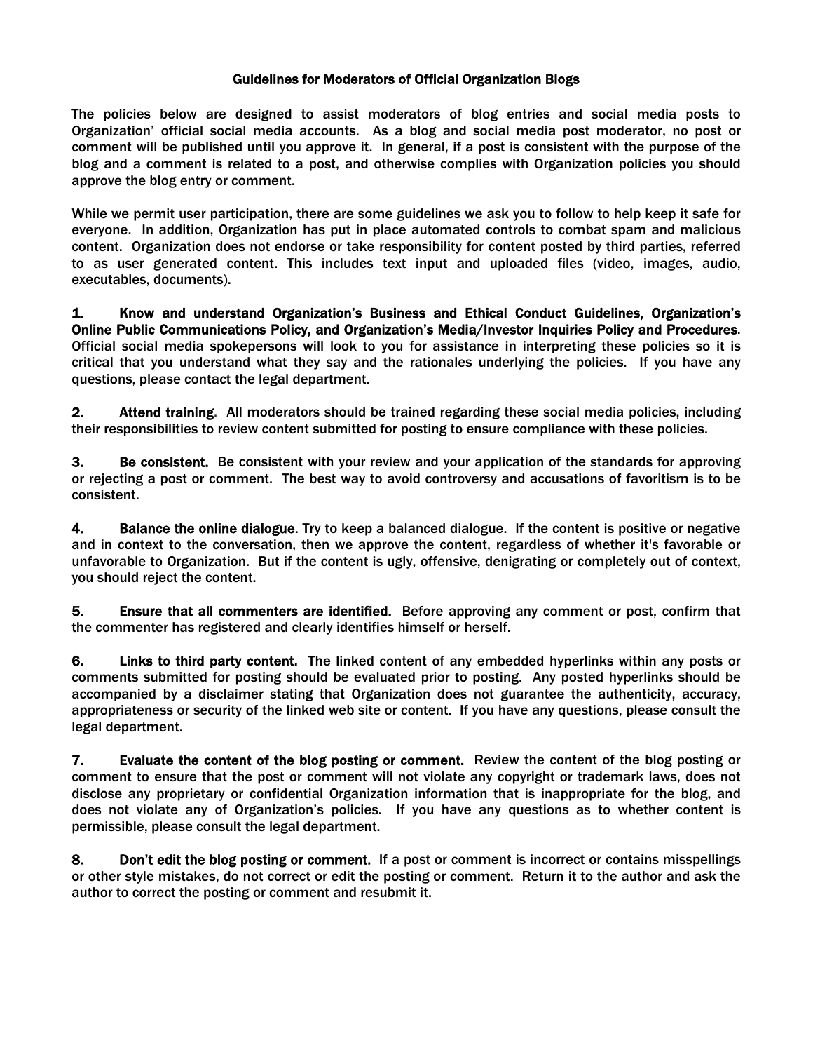## Guidelines for Moderators of Official Organization Blogs

The policies below are designed to assist moderators of blog entries and social media posts to Organization' official social media accounts. As a blog and social media post moderator, no post or comment will be published until you approve it. In general, if a post is consistent with the purpose of the blog and a comment is related to a post, and otherwise complies with Organization policies you should approve the blog entry or comment.

While we permit user participation, there are some guidelines we ask you to follow to help keep it safe for everyone. In addition, Organization has put in place automated controls to combat spam and malicious content. Organization does not endorse or take responsibility for content posted by third parties, referred to as user generated content. This includes text input and uploaded files (video, images, audio, executables, documents).

1. **Know and understand Organization's Business and Ethical Conduct Guidelines, Organization's Online Public Communications Policy, and Organization's Media/Investor Inquiries Policy and Procedures**. Official social media spokepersons will look to you for assistance in interpreting these policies so it is critical that you understand what they say and the rationales underlying the policies. If you have any questions, please contact the legal department.

2. **Attend training**. All moderators should be trained regarding these social media policies, including their responsibilities to review content submitted for posting to ensure compliance with these policies.

3. **Be consistent.** Be consistent with your review and your application of the standards for approving or rejecting a post or comment. The best way to avoid controversy and accusations of favoritism is to be consistent.

4. **Balance the online dialogue**. Try to keep a balanced dialogue. If the content is positive or negative and in context to the conversation, then we approve the content, regardless of whether it's favorable or unfavorable to Organization. But if the content is ugly, offensive, denigrating or completely out of context, you should reject the content.

5. **Ensure that all commenters are identified.** Before approving any comment or post, confirm that the commenter has registered and clearly identifies himself or herself.

6. **Links to third party content.** The linked content of any embedded hyperlinks within any posts or comments submitted for posting should be evaluated prior to posting. Any posted hyperlinks should be accompanied by a disclaimer stating that Organization does not guarantee the authenticity, accuracy, appropriateness or security of the linked web site or content. If you have any questions, please consult the legal department.

7. **Evaluate the content of the blog posting or comment.** Review the content of the blog posting or comment to ensure that the post or comment will not violate any copyright or trademark laws, does not disclose any proprietary or confidential Organization information that is inappropriate for the blog, and does not violate any of Organization's policies. If you have any questions as to whether content is permissible, please consult the legal department.

8. **Don't edit the blog posting or comment.** If a post or comment is incorrect or contains misspellings or other style mistakes, do not correct or edit the posting or comment. Return it to the author and ask the author to correct the posting or comment and resubmit it.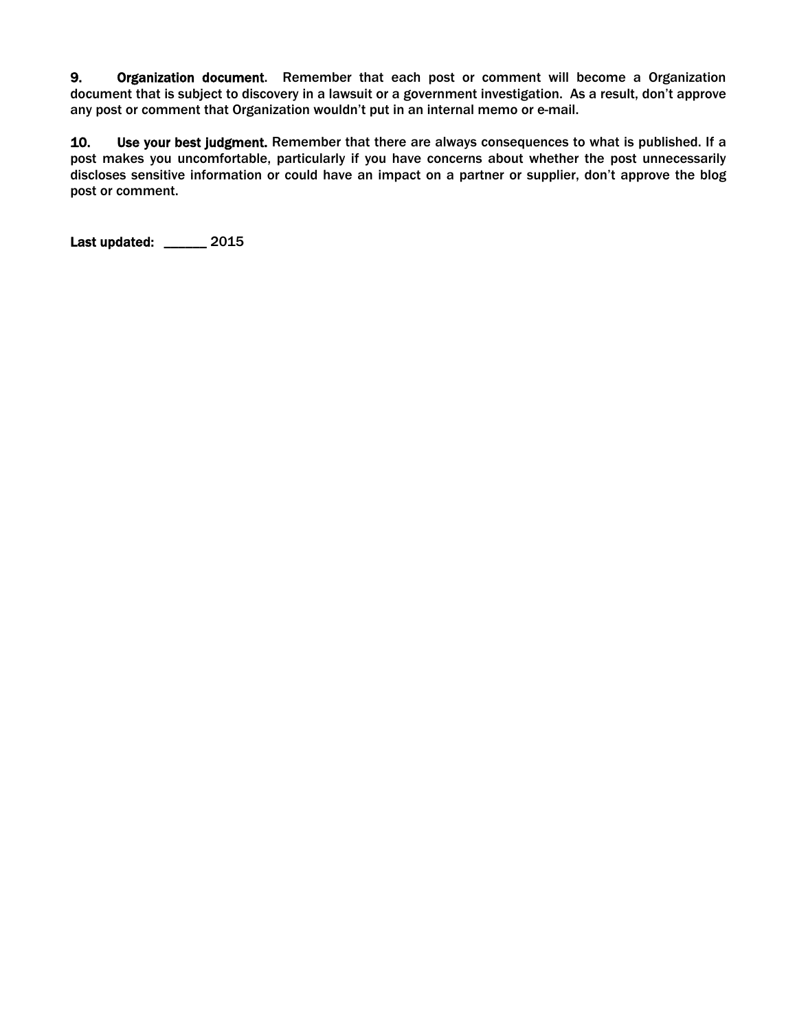**9.** **Organization document**. Remember that each post or comment will become a Organization document that is subject to discovery in a lawsuit or a government investigation. As a result, don't approve any post or comment that Organization wouldn't put in an internal memo or e-mail.

**10.** **Use your best judgment.** Remember that there are always consequences to what is published. If a post makes you uncomfortable, particularly if you have concerns about whether the post unnecessarily discloses sensitive information or could have an impact on a partner or supplier, don't approve the blog post or comment.

**Last updated:** ______ 2015